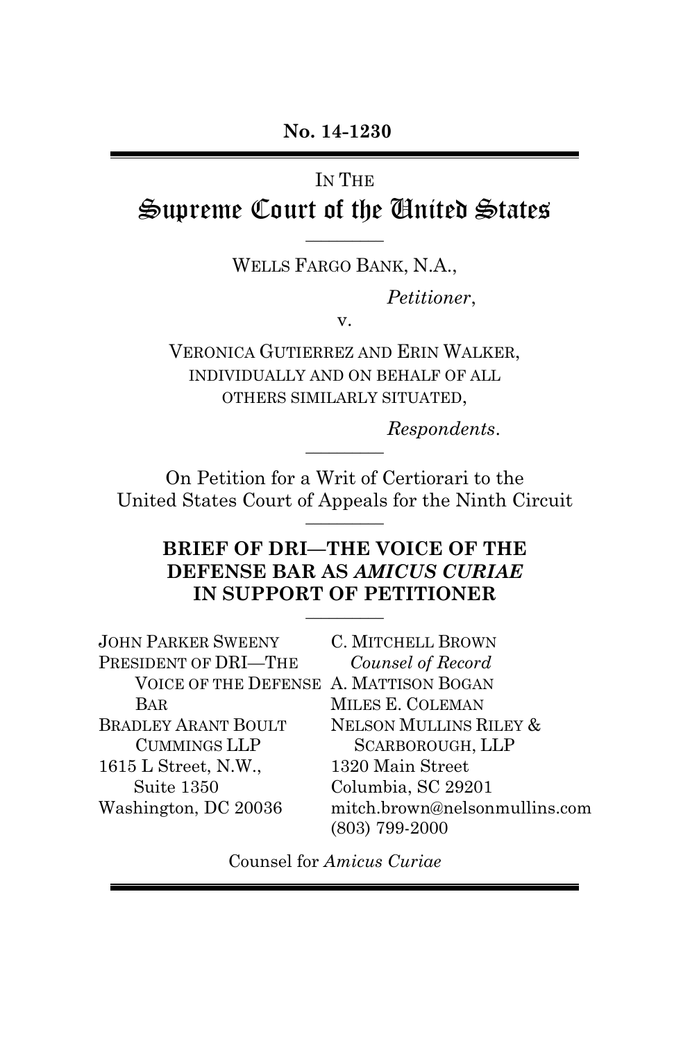**No. 14-1230**

---

IN THE

# Supreme Court of the United States

---

WELLS FARGO BANK, N.A.,

*Petitioner*,

v.

VERONICA GUTIERREZ AND ERIN WALKER, INDIVIDUALLY AND ON BEHALF OF ALL OTHERS SIMILARLY SITUATED,

*Respondents*.

---

On Petition for a Writ of Certiorari to the United States Court of Appeals for the Ninth Circuit

---

## BRIEF OF DRI—THE VOICE OF THE DEFENSE BAR AS *AMICUS CURIAE* IN SUPPORT OF PETITIONER

---

JOHN PARKER SWEENY
PRESIDENT OF DRI—THE VOICE OF THE DEFENSE BAR
BRADLEY ARANT BOULT CUMMINGS LLP
1615 L Street, N.W., Suite 1350
Washington, DC 20036

C. MITCHELL BROWN
*Counsel of Record*
A. MATTISON BOGAN
MILES E. COLEMAN
NELSON MULLINS RILEY & SCARBOROUGH, LLP
1320 Main Street
Columbia, SC 29201
mitch.brown@nelsonmullins.com
(803) 799-2000

Counsel for *Amicus Curiae*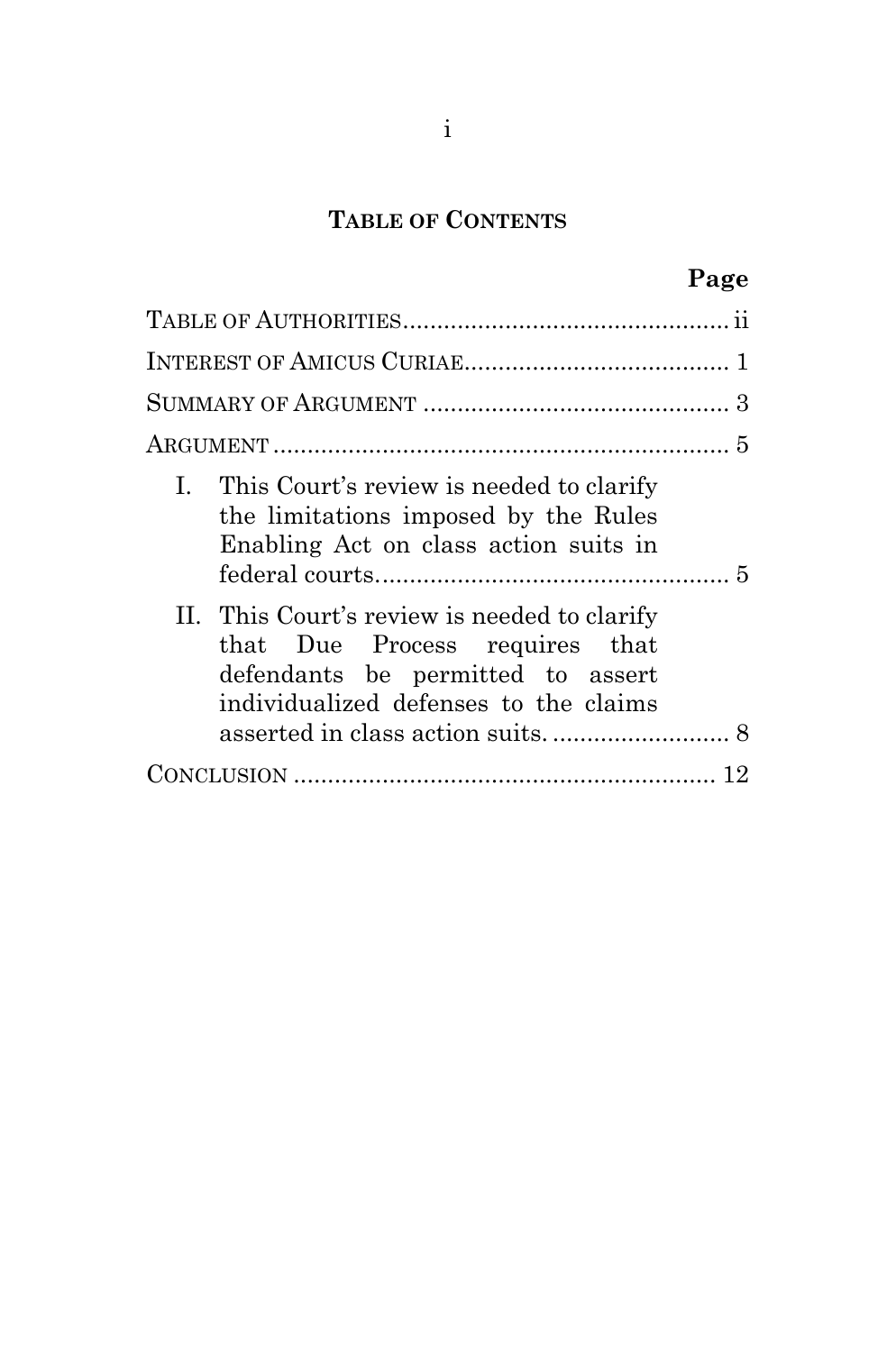## TABLE OF CONTENTS

| | Page |
|---|---|
| TABLE OF AUTHORITIES | ii |
| INTEREST OF AMICUS CURIAE | 1 |
| SUMMARY OF ARGUMENT | 3 |
| ARGUMENT | 5 |
| I. This Court's review is needed to clarify the limitations imposed by the Rules Enabling Act on class action suits in federal courts. | 5 |
| II. This Court's review is needed to clarify that Due Process requires that defendants be permitted to assert individualized defenses to the claims asserted in class action suits. | 8 |
| CONCLUSION | 12 |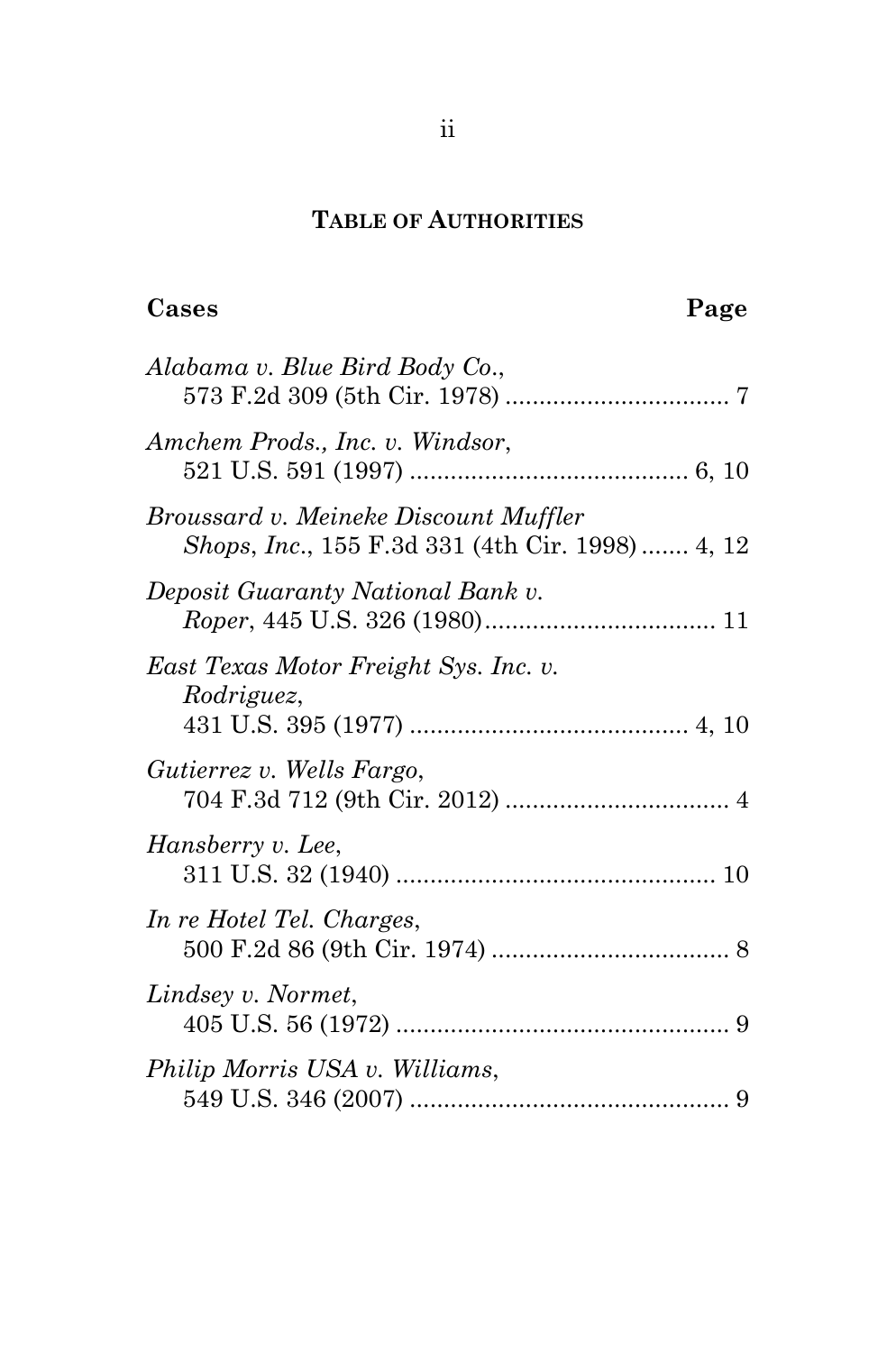## TABLE OF AUTHORITIES

**Cases** **Page**

*Alabama v. Blue Bird Body Co.*, 573 F.2d 309 (5th Cir. 1978) ................................ 7

*Amchem Prods., Inc. v. Windsor*, 521 U.S. 591 (1997) ........................................ 6, 10

*Broussard v. Meineke Discount Muffler Shops*, *Inc*., 155 F.3d 331 (4th Cir. 1998) ....... 4, 12

*Deposit Guaranty National Bank v. Roper*, 445 U.S. 326 (1980)................................. 11

*East Texas Motor Freight Sys. Inc. v. Rodriguez*, 431 U.S. 395 (1977) ........................................ 4, 10

*Gutierrez v. Wells Fargo*, 704 F.3d 712 (9th Cir. 2012) ................................ 4

*Hansberry v. Lee*, 311 U.S. 32 (1940) .............................................. 10

*In re Hotel Tel. Charges*, 500 F.2d 86 (9th Cir. 1974) .................................. 8

*Lindsey v. Normet*, 405 U.S. 56 (1972) ................................................ 9

*Philip Morris USA v. Williams*, 549 U.S. 346 (2007) .............................................. 9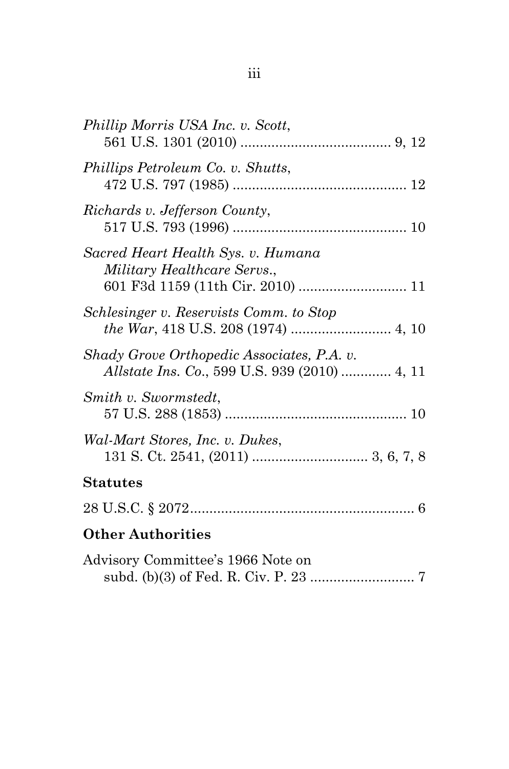*Phillip Morris USA Inc. v. Scott*,
561 U.S. 1301 (2010) ....................................... 9, 12

*Phillips Petroleum Co. v. Shutts*,
472 U.S. 797 (1985) ............................................. 12

*Richards v. Jefferson County*,
517 U.S. 793 (1996) ............................................. 10

*Sacred Heart Health Sys. v. Humana Military Healthcare Servs.*,
601 F3d 1159 (11th Cir. 2010) ............................ 11

*Schlesinger v. Reservists Comm. to Stop the War*, 418 U.S. 208 (1974) .......................... 4, 10

*Shady Grove Orthopedic Associates, P.A. v. Allstate Ins. Co.*, 599 U.S. 939 (2010) ............. 4, 11

*Smith v. Swormstedt*,
57 U.S. 288 (1853) ................................................ 10

*Wal-Mart Stores, Inc. v. Dukes*,
131 S. Ct. 2541, (2011) .............................. 3, 6, 7, 8

**Statutes**

28 U.S.C. § 2072.......................................................... 6

**Other Authorities**

Advisory Committee's 1966 Note on
subd. (b)(3) of Fed. R. Civ. P. 23 ........................... 7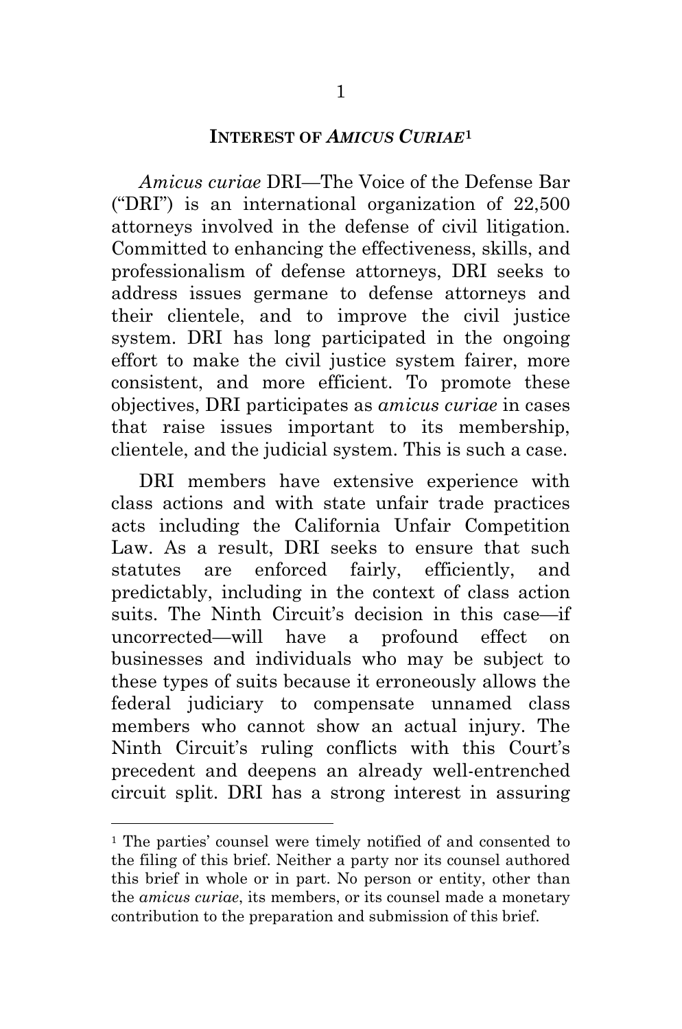## INTEREST OF *AMICUS CURIAE*[1]

*Amicus curiae* DRI—The Voice of the Defense Bar ("DRI") is an international organization of 22,500 attorneys involved in the defense of civil litigation. Committed to enhancing the effectiveness, skills, and professionalism of defense attorneys, DRI seeks to address issues germane to defense attorneys and their clientele, and to improve the civil justice system. DRI has long participated in the ongoing effort to make the civil justice system fairer, more consistent, and more efficient. To promote these objectives, DRI participates as *amicus curiae* in cases that raise issues important to its membership, clientele, and the judicial system. This is such a case.

DRI members have extensive experience with class actions and with state unfair trade practices acts including the California Unfair Competition Law. As a result, DRI seeks to ensure that such statutes are enforced fairly, efficiently, and predictably, including in the context of class action suits. The Ninth Circuit's decision in this case—if uncorrected—will have a profound effect on businesses and individuals who may be subject to these types of suits because it erroneously allows the federal judiciary to compensate unnamed class members who cannot show an actual injury. The Ninth Circuit's ruling conflicts with this Court's precedent and deepens an already well-entrenched circuit split. DRI has a strong interest in assuring

---

[1] The parties' counsel were timely notified of and consented to the filing of this brief. Neither a party nor its counsel authored this brief in whole or in part. No person or entity, other than the *amicus curiae*, its members, or its counsel made a monetary contribution to the preparation and submission of this brief.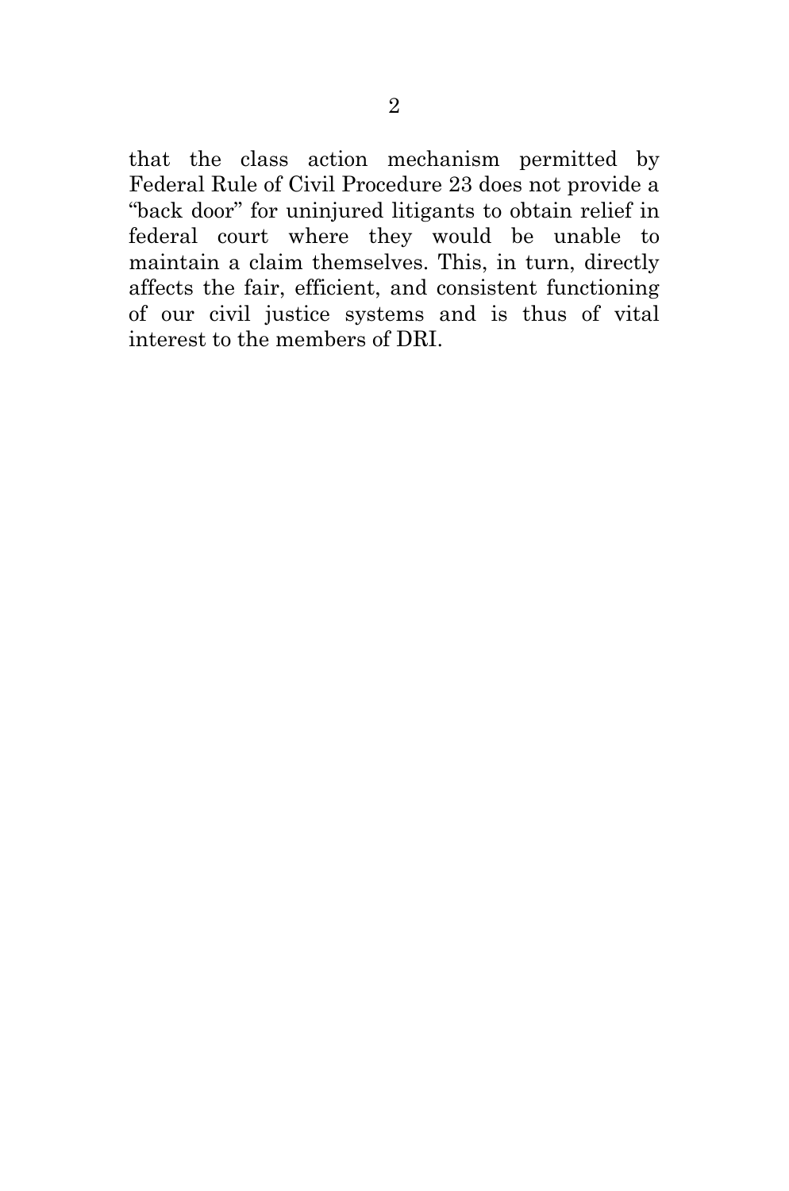that the class action mechanism permitted by Federal Rule of Civil Procedure 23 does not provide a "back door" for uninjured litigants to obtain relief in federal court where they would be unable to maintain a claim themselves. This, in turn, directly affects the fair, efficient, and consistent functioning of our civil justice systems and is thus of vital interest to the members of DRI.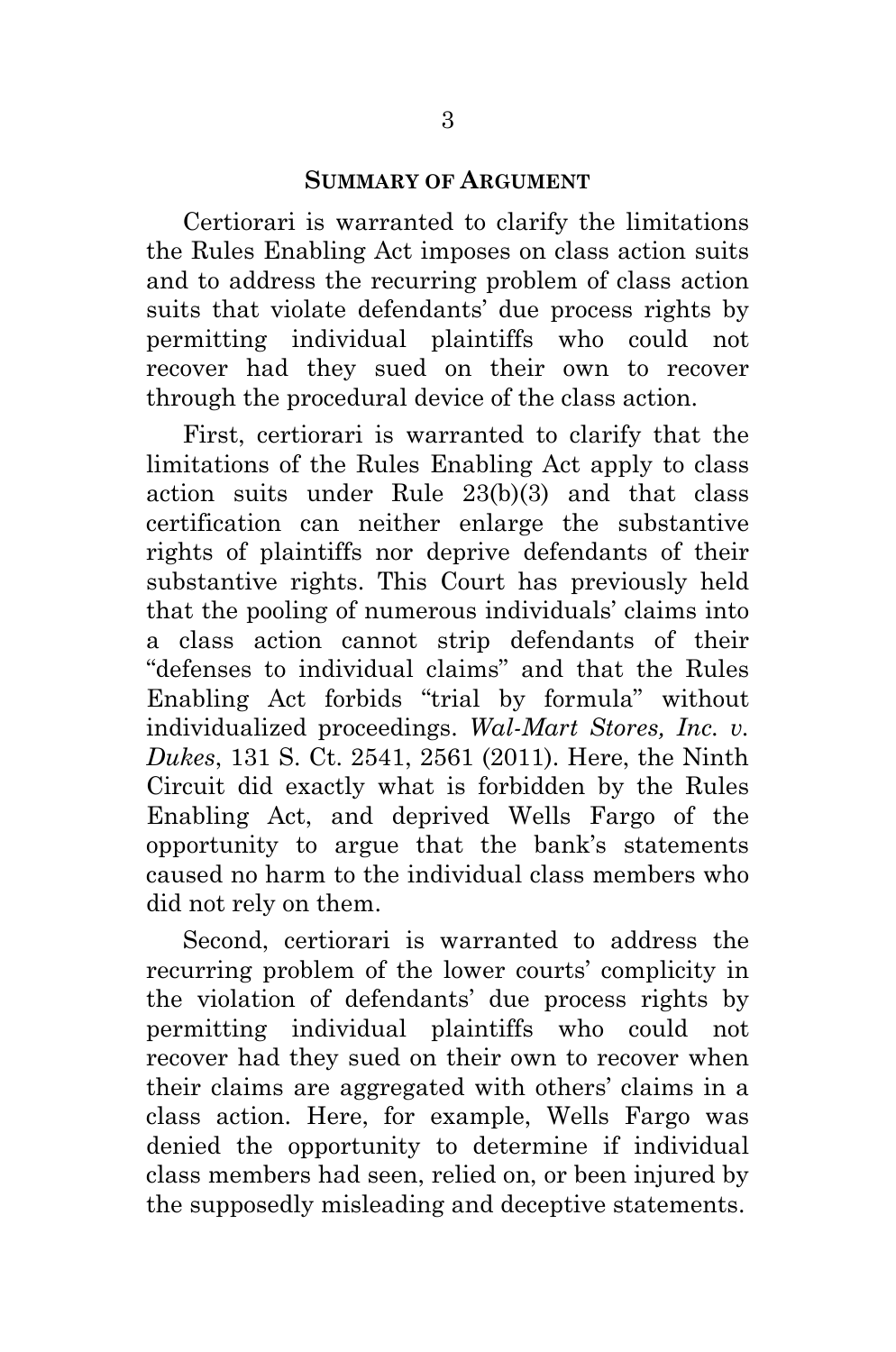## SUMMARY OF ARGUMENT

Certiorari is warranted to clarify the limitations the Rules Enabling Act imposes on class action suits and to address the recurring problem of class action suits that violate defendants' due process rights by permitting individual plaintiffs who could not recover had they sued on their own to recover through the procedural device of the class action.

First, certiorari is warranted to clarify that the limitations of the Rules Enabling Act apply to class action suits under Rule 23(b)(3) and that class certification can neither enlarge the substantive rights of plaintiffs nor deprive defendants of their substantive rights. This Court has previously held that the pooling of numerous individuals' claims into a class action cannot strip defendants of their "defenses to individual claims" and that the Rules Enabling Act forbids "trial by formula" without individualized proceedings. *Wal-Mart Stores, Inc. v. Dukes*, 131 S. Ct. 2541, 2561 (2011). Here, the Ninth Circuit did exactly what is forbidden by the Rules Enabling Act, and deprived Wells Fargo of the opportunity to argue that the bank's statements caused no harm to the individual class members who did not rely on them.

Second, certiorari is warranted to address the recurring problem of the lower courts' complicity in the violation of defendants' due process rights by permitting individual plaintiffs who could not recover had they sued on their own to recover when their claims are aggregated with others' claims in a class action. Here, for example, Wells Fargo was denied the opportunity to determine if individual class members had seen, relied on, or been injured by the supposedly misleading and deceptive statements.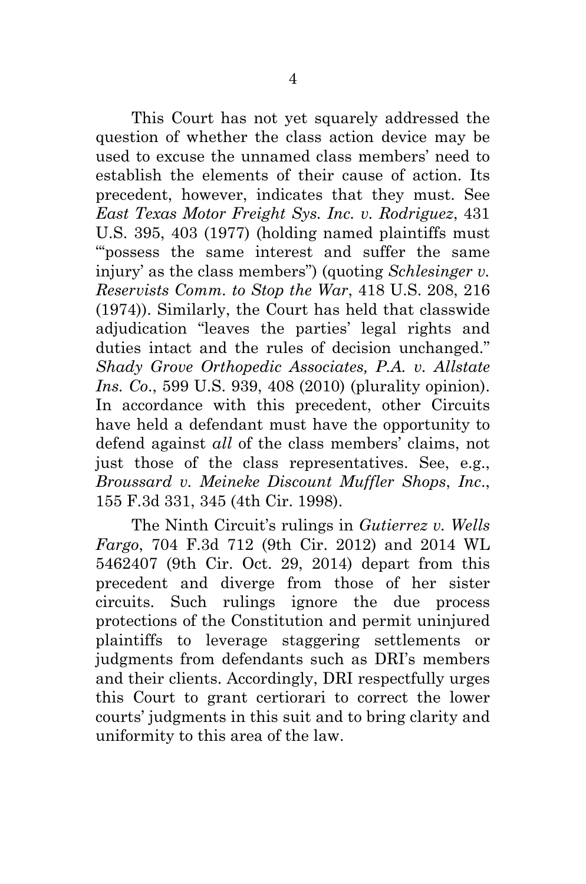This Court has not yet squarely addressed the question of whether the class action device may be used to excuse the unnamed class members' need to establish the elements of their cause of action. Its precedent, however, indicates that they must. See *East Texas Motor Freight Sys. Inc. v. Rodriguez*, 431 U.S. 395, 403 (1977) (holding named plaintiffs must "'possess the same interest and suffer the same injury' as the class members") (quoting *Schlesinger v. Reservists Comm. to Stop the War*, 418 U.S. 208, 216 (1974)). Similarly, the Court has held that classwide adjudication "leaves the parties' legal rights and duties intact and the rules of decision unchanged." *Shady Grove Orthopedic Associates, P.A. v. Allstate Ins. Co*., 599 U.S. 939, 408 (2010) (plurality opinion). In accordance with this precedent, other Circuits have held a defendant must have the opportunity to defend against *all* of the class members' claims, not just those of the class representatives. See, e.g., *Broussard v. Meineke Discount Muffler Shops*, *Inc*., 155 F.3d 331, 345 (4th Cir. 1998).

The Ninth Circuit's rulings in *Gutierrez v. Wells Fargo*, 704 F.3d 712 (9th Cir. 2012) and 2014 WL 5462407 (9th Cir. Oct. 29, 2014) depart from this precedent and diverge from those of her sister circuits. Such rulings ignore the due process protections of the Constitution and permit uninjured plaintiffs to leverage staggering settlements or judgments from defendants such as DRI's members and their clients. Accordingly, DRI respectfully urges this Court to grant certiorari to correct the lower courts' judgments in this suit and to bring clarity and uniformity to this area of the law.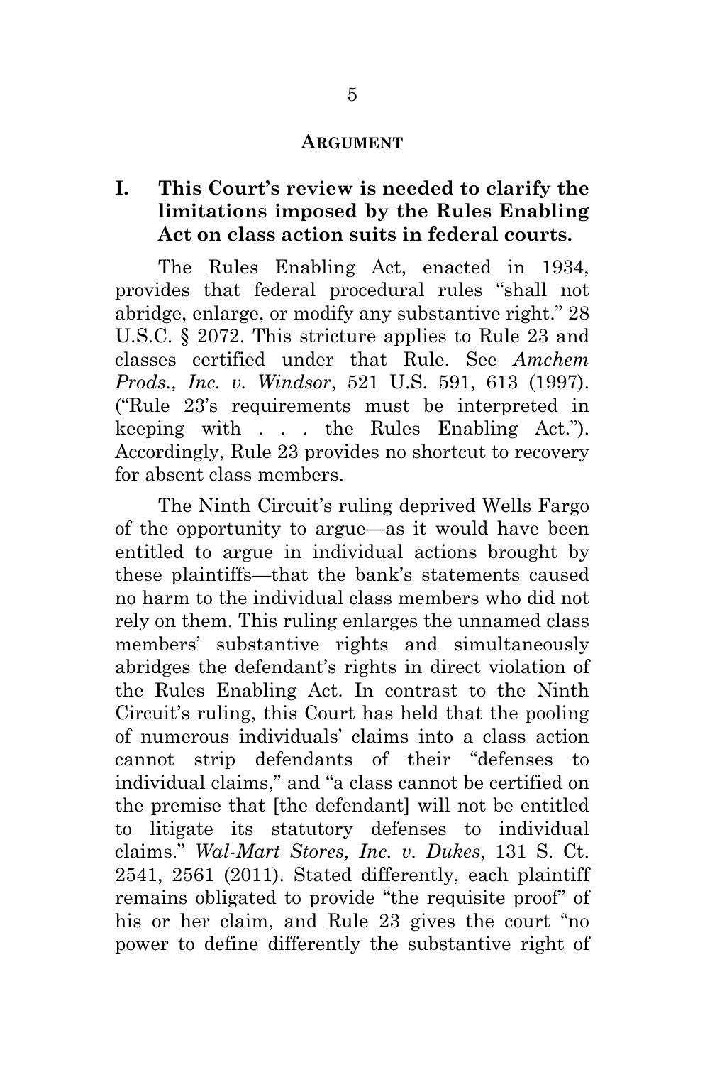## ARGUMENT

### I. This Court's review is needed to clarify the limitations imposed by the Rules Enabling Act on class action suits in federal courts.

The Rules Enabling Act, enacted in 1934, provides that federal procedural rules "shall not abridge, enlarge, or modify any substantive right." 28 U.S.C. § 2072. This stricture applies to Rule 23 and classes certified under that Rule. See *Amchem Prods., Inc. v. Windsor*, 521 U.S. 591, 613 (1997). ("Rule 23's requirements must be interpreted in keeping with . . . the Rules Enabling Act."). Accordingly, Rule 23 provides no shortcut to recovery for absent class members.

The Ninth Circuit's ruling deprived Wells Fargo of the opportunity to argue—as it would have been entitled to argue in individual actions brought by these plaintiffs—that the bank's statements caused no harm to the individual class members who did not rely on them. This ruling enlarges the unnamed class members' substantive rights and simultaneously abridges the defendant's rights in direct violation of the Rules Enabling Act. In contrast to the Ninth Circuit's ruling, this Court has held that the pooling of numerous individuals' claims into a class action cannot strip defendants of their "defenses to individual claims," and "a class cannot be certified on the premise that [the defendant] will not be entitled to litigate its statutory defenses to individual claims." *Wal-Mart Stores, Inc. v. Dukes*, 131 S. Ct. 2541, 2561 (2011). Stated differently, each plaintiff remains obligated to provide "the requisite proof" of his or her claim, and Rule 23 gives the court "no power to define differently the substantive right of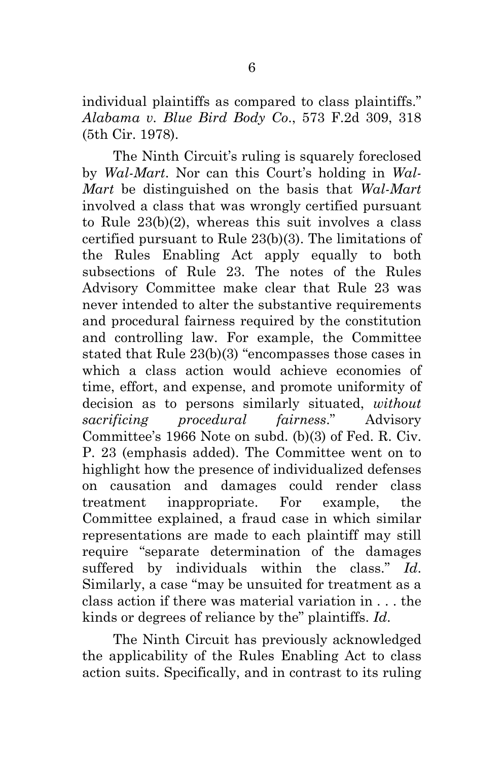individual plaintiffs as compared to class plaintiffs." *Alabama v. Blue Bird Body Co.*, 573 F.2d 309, 318 (5th Cir. 1978).

The Ninth Circuit's ruling is squarely foreclosed by *Wal-Mart*. Nor can this Court's holding in *Wal-Mart* be distinguished on the basis that *Wal-Mart* involved a class that was wrongly certified pursuant to Rule 23(b)(2), whereas this suit involves a class certified pursuant to Rule 23(b)(3). The limitations of the Rules Enabling Act apply equally to both subsections of Rule 23. The notes of the Rules Advisory Committee make clear that Rule 23 was never intended to alter the substantive requirements and procedural fairness required by the constitution and controlling law. For example, the Committee stated that Rule 23(b)(3) "encompasses those cases in which a class action would achieve economies of time, effort, and expense, and promote uniformity of decision as to persons similarly situated, *without sacrificing procedural fairness*." Advisory Committee's 1966 Note on subd. (b)(3) of Fed. R. Civ. P. 23 (emphasis added). The Committee went on to highlight how the presence of individualized defenses on causation and damages could render class treatment inappropriate. For example, the Committee explained, a fraud case in which similar representations are made to each plaintiff may still require "separate determination of the damages suffered by individuals within the class." *Id.* Similarly, a case "may be unsuited for treatment as a class action if there was material variation in . . . the kinds or degrees of reliance by the" plaintiffs. *Id.*

The Ninth Circuit has previously acknowledged the applicability of the Rules Enabling Act to class action suits. Specifically, and in contrast to its ruling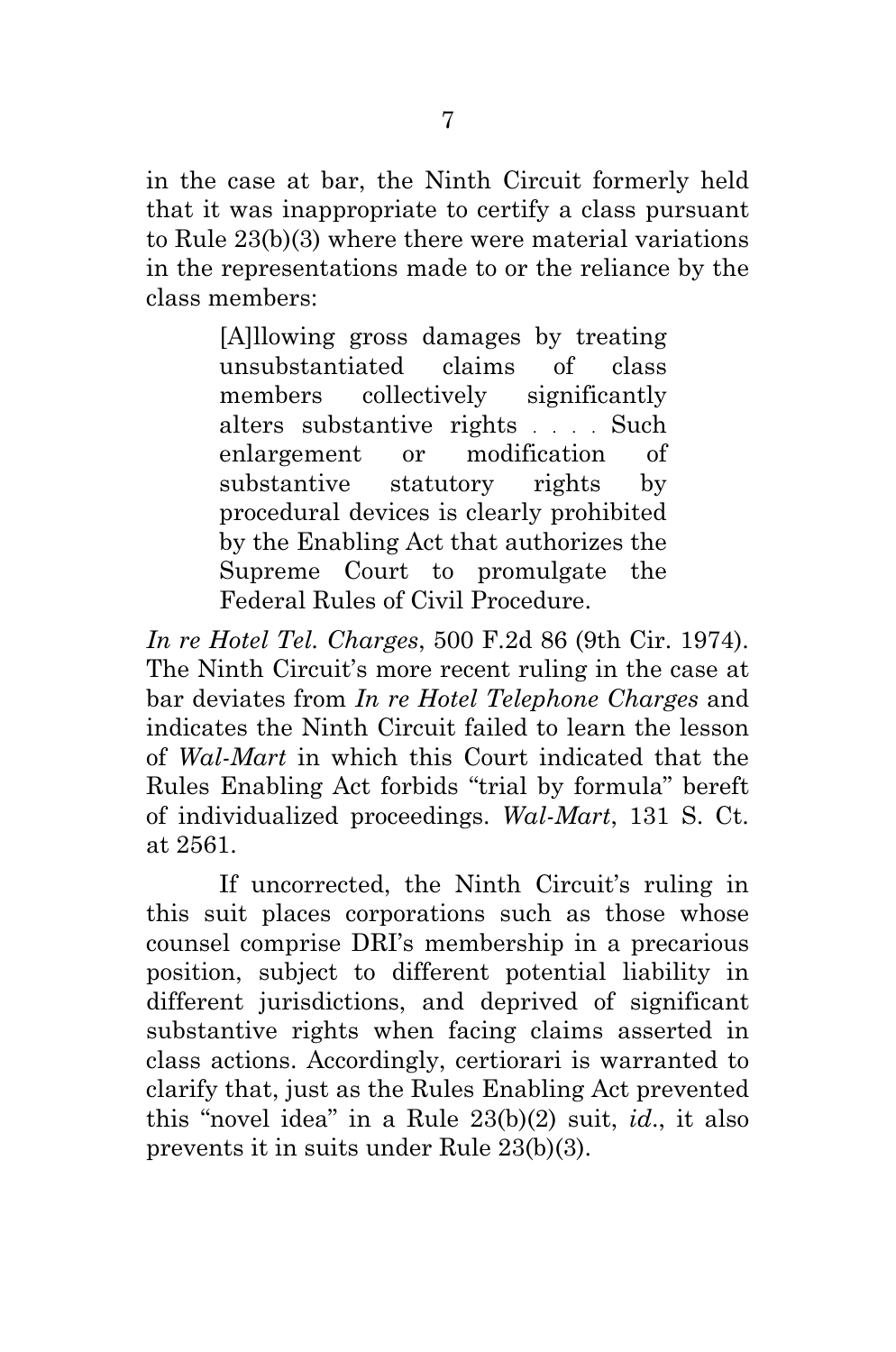in the case at bar, the Ninth Circuit formerly held that it was inappropriate to certify a class pursuant to Rule 23(b)(3) where there were material variations in the representations made to or the reliance by the class members:

> [A]llowing gross damages by treating unsubstantiated claims of class members collectively significantly alters substantive rights . . . . Such enlargement or modification of substantive statutory rights by procedural devices is clearly prohibited by the Enabling Act that authorizes the Supreme Court to promulgate the Federal Rules of Civil Procedure.

*In re Hotel Tel. Charges*, 500 F.2d 86 (9th Cir. 1974). The Ninth Circuit's more recent ruling in the case at bar deviates from *In re Hotel Telephone Charges* and indicates the Ninth Circuit failed to learn the lesson of *Wal-Mart* in which this Court indicated that the Rules Enabling Act forbids "trial by formula" bereft of individualized proceedings. *Wal-Mart*, 131 S. Ct. at 2561.

If uncorrected, the Ninth Circuit's ruling in this suit places corporations such as those whose counsel comprise DRI's membership in a precarious position, subject to different potential liability in different jurisdictions, and deprived of significant substantive rights when facing claims asserted in class actions. Accordingly, certiorari is warranted to clarify that, just as the Rules Enabling Act prevented this "novel idea" in a Rule 23(b)(2) suit, *id*., it also prevents it in suits under Rule 23(b)(3).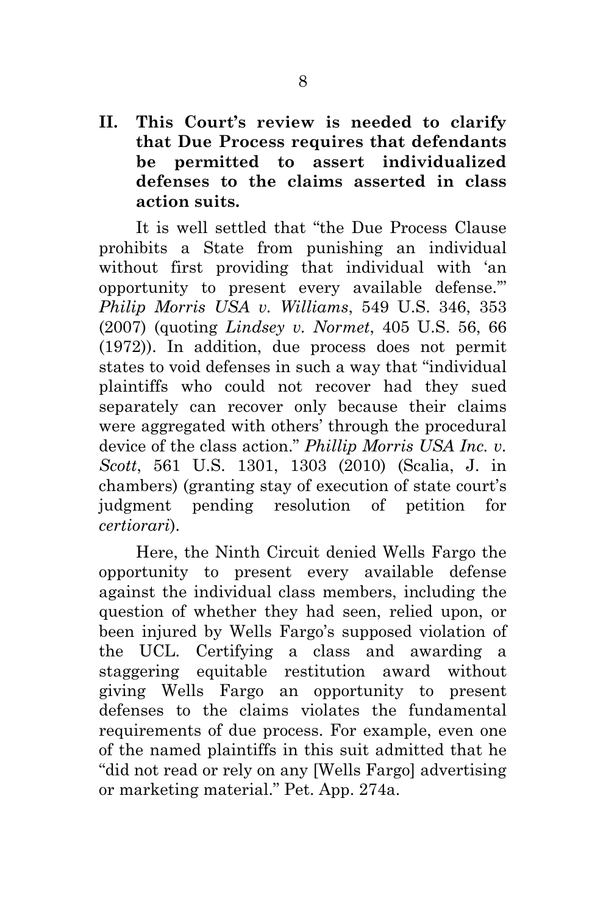## II. This Court's review is needed to clarify that Due Process requires that defendants be permitted to assert individualized defenses to the claims asserted in class action suits.

It is well settled that "the Due Process Clause prohibits a State from punishing an individual without first providing that individual with 'an opportunity to present every available defense.'" *Philip Morris USA v. Williams*, 549 U.S. 346, 353 (2007) (quoting *Lindsey v. Normet*, 405 U.S. 56, 66 (1972)). In addition, due process does not permit states to void defenses in such a way that "individual plaintiffs who could not recover had they sued separately can recover only because their claims were aggregated with others' through the procedural device of the class action." *Phillip Morris USA Inc. v. Scott*, 561 U.S. 1301, 1303 (2010) (Scalia, J. in chambers) (granting stay of execution of state court's judgment pending resolution of petition for *certiorari*).

Here, the Ninth Circuit denied Wells Fargo the opportunity to present every available defense against the individual class members, including the question of whether they had seen, relied upon, or been injured by Wells Fargo's supposed violation of the UCL. Certifying a class and awarding a staggering equitable restitution award without giving Wells Fargo an opportunity to present defenses to the claims violates the fundamental requirements of due process. For example, even one of the named plaintiffs in this suit admitted that he "did not read or rely on any [Wells Fargo] advertising or marketing material." Pet. App. 274a.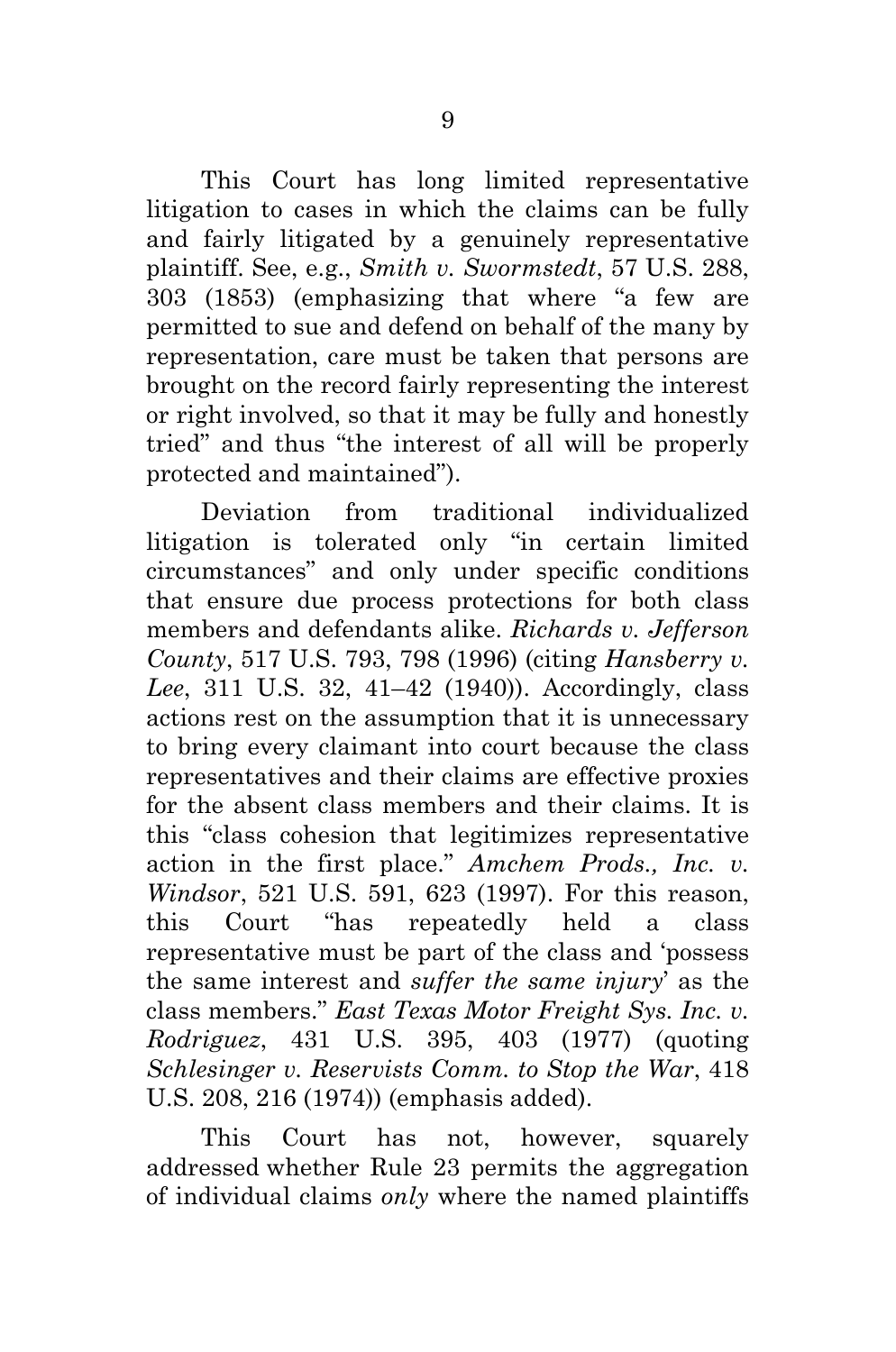This Court has long limited representative litigation to cases in which the claims can be fully and fairly litigated by a genuinely representative plaintiff. See, e.g., *Smith v. Swormstedt*, 57 U.S. 288, 303 (1853) (emphasizing that where "a few are permitted to sue and defend on behalf of the many by representation, care must be taken that persons are brought on the record fairly representing the interest or right involved, so that it may be fully and honestly tried" and thus "the interest of all will be properly protected and maintained").

Deviation from traditional individualized litigation is tolerated only "in certain limited circumstances" and only under specific conditions that ensure due process protections for both class members and defendants alike. *Richards v. Jefferson County*, 517 U.S. 793, 798 (1996) (citing *Hansberry v. Lee*, 311 U.S. 32, 41–42 (1940)). Accordingly, class actions rest on the assumption that it is unnecessary to bring every claimant into court because the class representatives and their claims are effective proxies for the absent class members and their claims. It is this "class cohesion that legitimizes representative action in the first place." *Amchem Prods., Inc. v. Windsor*, 521 U.S. 591, 623 (1997). For this reason, this Court "has repeatedly held a class representative must be part of the class and 'possess the same interest and *suffer the same injury*' as the class members." *East Texas Motor Freight Sys. Inc. v. Rodriguez*, 431 U.S. 395, 403 (1977) (quoting *Schlesinger v. Reservists Comm. to Stop the War*, 418 U.S. 208, 216 (1974)) (emphasis added).

This Court has not, however, squarely addressed whether Rule 23 permits the aggregation of individual claims *only* where the named plaintiffs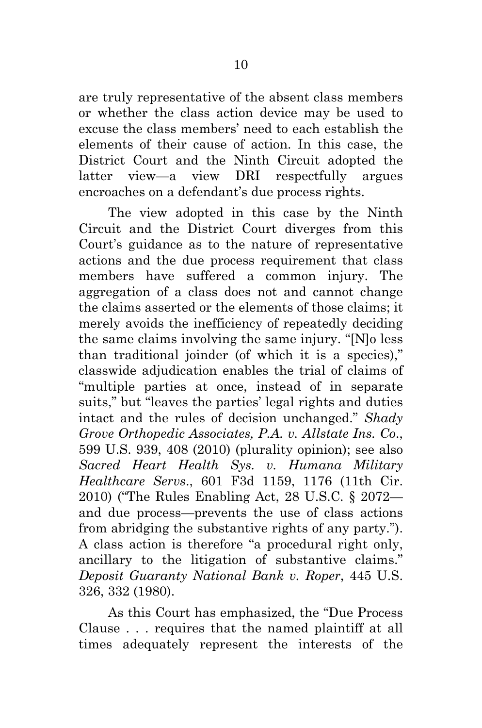are truly representative of the absent class members or whether the class action device may be used to excuse the class members' need to each establish the elements of their cause of action. In this case, the District Court and the Ninth Circuit adopted the latter view—a view DRI respectfully argues encroaches on a defendant's due process rights.

The view adopted in this case by the Ninth Circuit and the District Court diverges from this Court's guidance as to the nature of representative actions and the due process requirement that class members have suffered a common injury. The aggregation of a class does not and cannot change the claims asserted or the elements of those claims; it merely avoids the inefficiency of repeatedly deciding the same claims involving the same injury. "[N]o less than traditional joinder (of which it is a species)," classwide adjudication enables the trial of claims of "multiple parties at once, instead of in separate suits," but "leaves the parties' legal rights and duties intact and the rules of decision unchanged." *Shady Grove Orthopedic Associates, P.A. v. Allstate Ins. Co.*, 599 U.S. 939, 408 (2010) (plurality opinion); see also *Sacred Heart Health Sys. v. Humana Military Healthcare Servs.*, 601 F3d 1159, 1176 (11th Cir. 2010) ("The Rules Enabling Act, 28 U.S.C. § 2072—and due process—prevents the use of class actions from abridging the substantive rights of any party."). A class action is therefore "a procedural right only, ancillary to the litigation of substantive claims." *Deposit Guaranty National Bank v. Roper*, 445 U.S. 326, 332 (1980).

As this Court has emphasized, the "Due Process Clause . . . requires that the named plaintiff at all times adequately represent the interests of the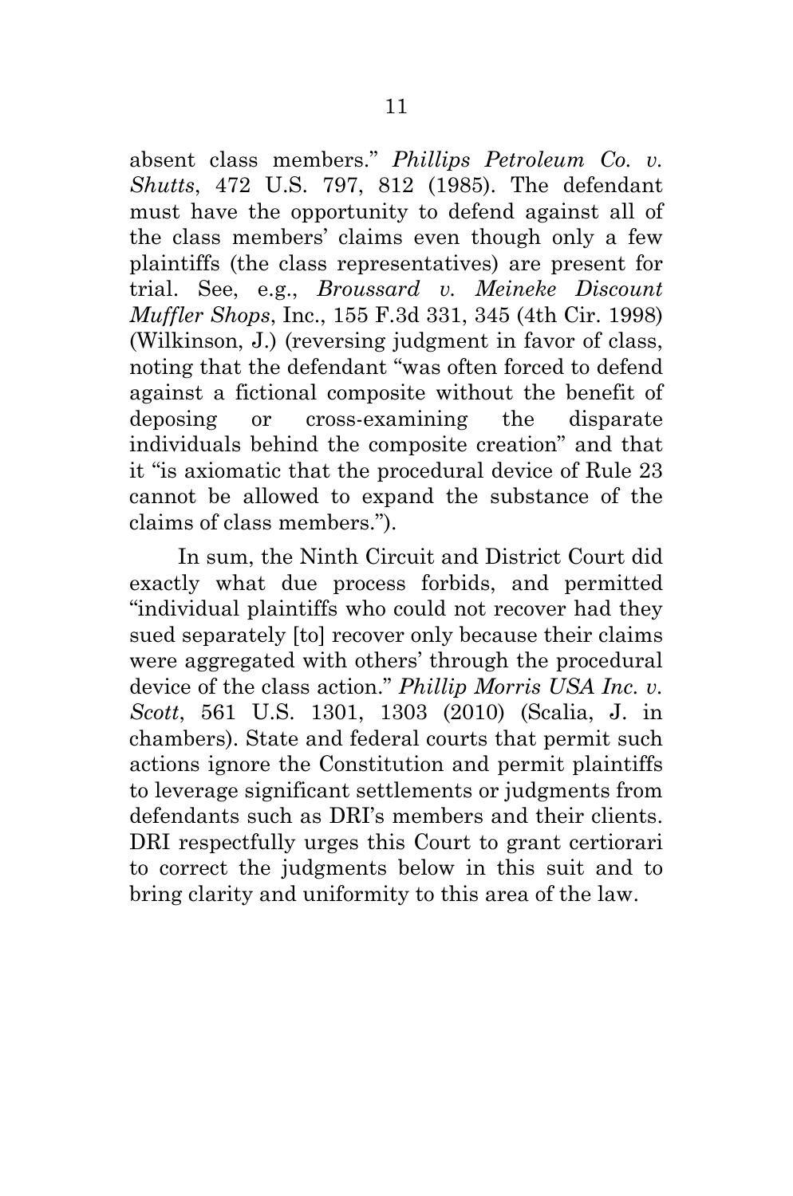absent class members." *Phillips Petroleum Co. v. Shutts*, 472 U.S. 797, 812 (1985). The defendant must have the opportunity to defend against all of the class members' claims even though only a few plaintiffs (the class representatives) are present for trial. See, e.g., *Broussard v. Meineke Discount Muffler Shops*, Inc., 155 F.3d 331, 345 (4th Cir. 1998) (Wilkinson, J.) (reversing judgment in favor of class, noting that the defendant "was often forced to defend against a fictional composite without the benefit of deposing or cross-examining the disparate individuals behind the composite creation" and that it "is axiomatic that the procedural device of Rule 23 cannot be allowed to expand the substance of the claims of class members.").

In sum, the Ninth Circuit and District Court did exactly what due process forbids, and permitted "individual plaintiffs who could not recover had they sued separately [to] recover only because their claims were aggregated with others' through the procedural device of the class action." *Phillip Morris USA Inc. v. Scott*, 561 U.S. 1301, 1303 (2010) (Scalia, J. in chambers). State and federal courts that permit such actions ignore the Constitution and permit plaintiffs to leverage significant settlements or judgments from defendants such as DRI's members and their clients. DRI respectfully urges this Court to grant certiorari to correct the judgments below in this suit and to bring clarity and uniformity to this area of the law.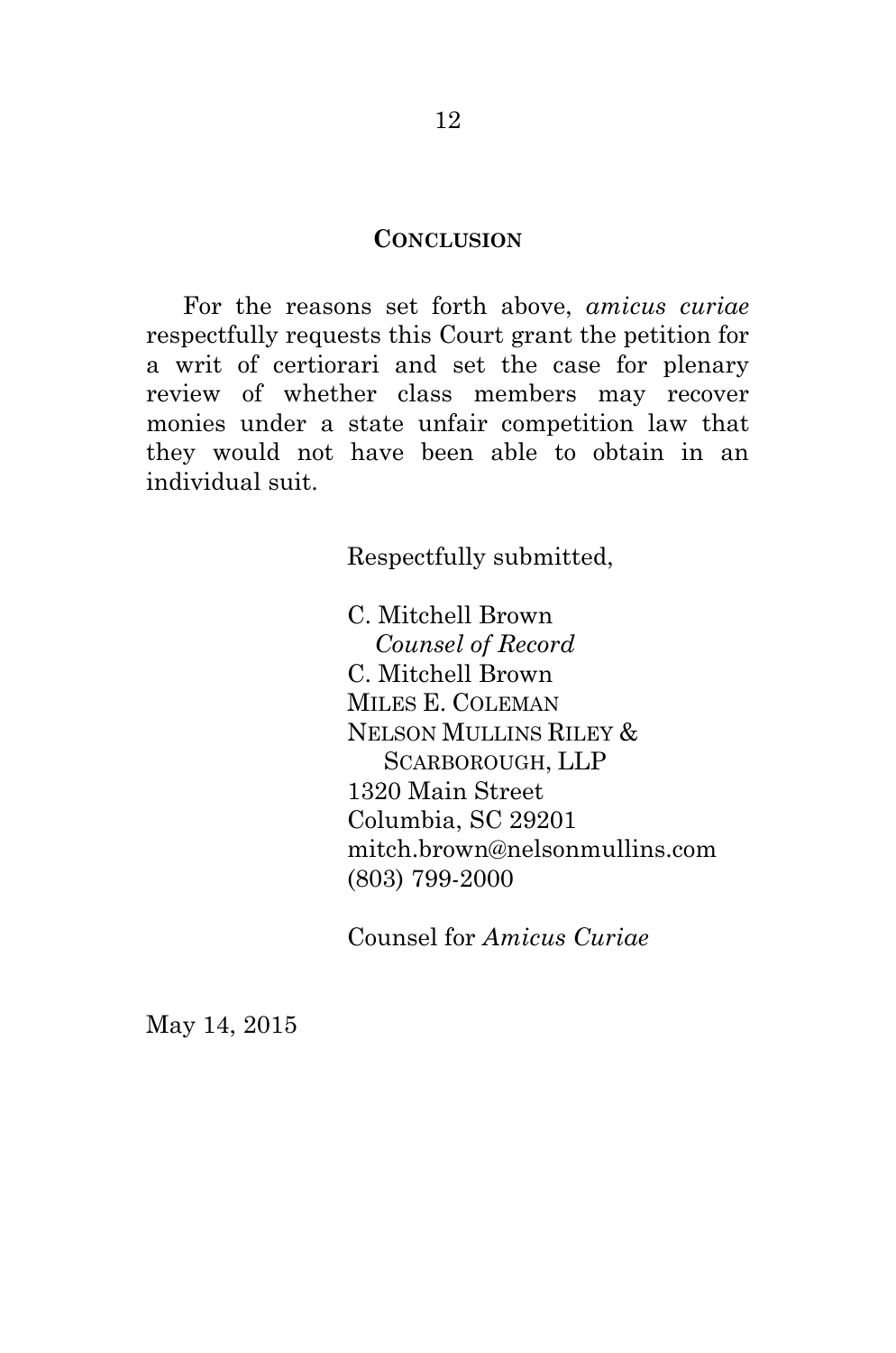## CONCLUSION

For the reasons set forth above, *amicus curiae* respectfully requests this Court grant the petition for a writ of certiorari and set the case for plenary review of whether class members may recover monies under a state unfair competition law that they would not have been able to obtain in an individual suit.

Respectfully submitted,

C. Mitchell Brown
*Counsel of Record*
C. Mitchell Brown
MILES E. COLEMAN
NELSON MULLINS RILEY & SCARBOROUGH, LLP
1320 Main Street
Columbia, SC 29201
mitch.brown@nelsonmullins.com
(803) 799-2000

Counsel for *Amicus Curiae*

May 14, 2015